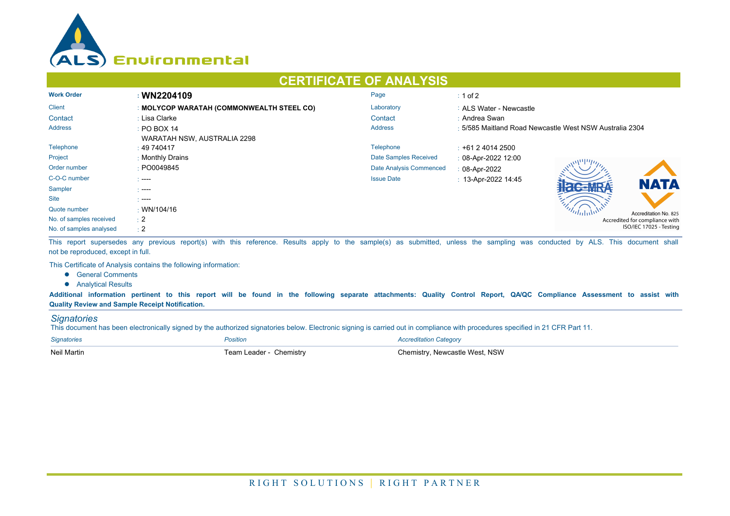ALS Environmental

# CERTIFICATE OF ANALYSIS

| | | | |
|---|---|---|---|
| **Work Order** | : **WN2204109** | Page | : 1 of 2 |
| Client | : **MOLYCOP WARATAH (COMMONWEALTH STEEL CO)** | Laboratory | : ALS Water - Newcastle |
| Contact | : Lisa Clarke | Contact | : Andrea Swan |
| Address | : PO BOX 14 WARATAH NSW, AUSTRALIA 2298 | Address | : 5/585 Maitland Road Newcastle West NSW Australia 2304 |
| Telephone | : 49 740417 | Telephone | : +61 2 4014 2500 |
| Project | : Monthly Drains | Date Samples Received | : 08-Apr-2022 12:00 |
| Order number | : PO0049845 | Date Analysis Commenced | : 08-Apr-2022 |
| C-O-C number | : ---- | Issue Date | : 13-Apr-2022 14:45 |
| Sampler | : ---- | | |
| Site | : ---- | | |
| Quote number | : WN/104/16 | | |
| No. of samples received | : 2 | | |
| No. of samples analysed | : 2 | | |

NATA Accreditation No. 825
Accredited for compliance with ISO/IEC 17025 - Testing

This report supersedes any previous report(s) with this reference. Results apply to the sample(s) as submitted, unless the sampling was conducted by ALS. This document shall not be reproduced, except in full.

This Certificate of Analysis contains the following information:

- General Comments
- Analytical Results

**Additional information pertinent to this report will be found in the following separate attachments: Quality Control Report, QA/QC Compliance Assessment to assist with Quality Review and Sample Receipt Notification.**

## *Signatories*

This document has been electronically signed by the authorized signatories below. Electronic signing is carried out in compliance with procedures specified in 21 CFR Part 11.

| *Signatories* | *Position* | *Accreditation Category* |
|---|---|---|
| Neil Martin | Team Leader - Chemistry | Chemistry, Newcastle West, NSW |

RIGHT SOLUTIONS | RIGHT PARTNER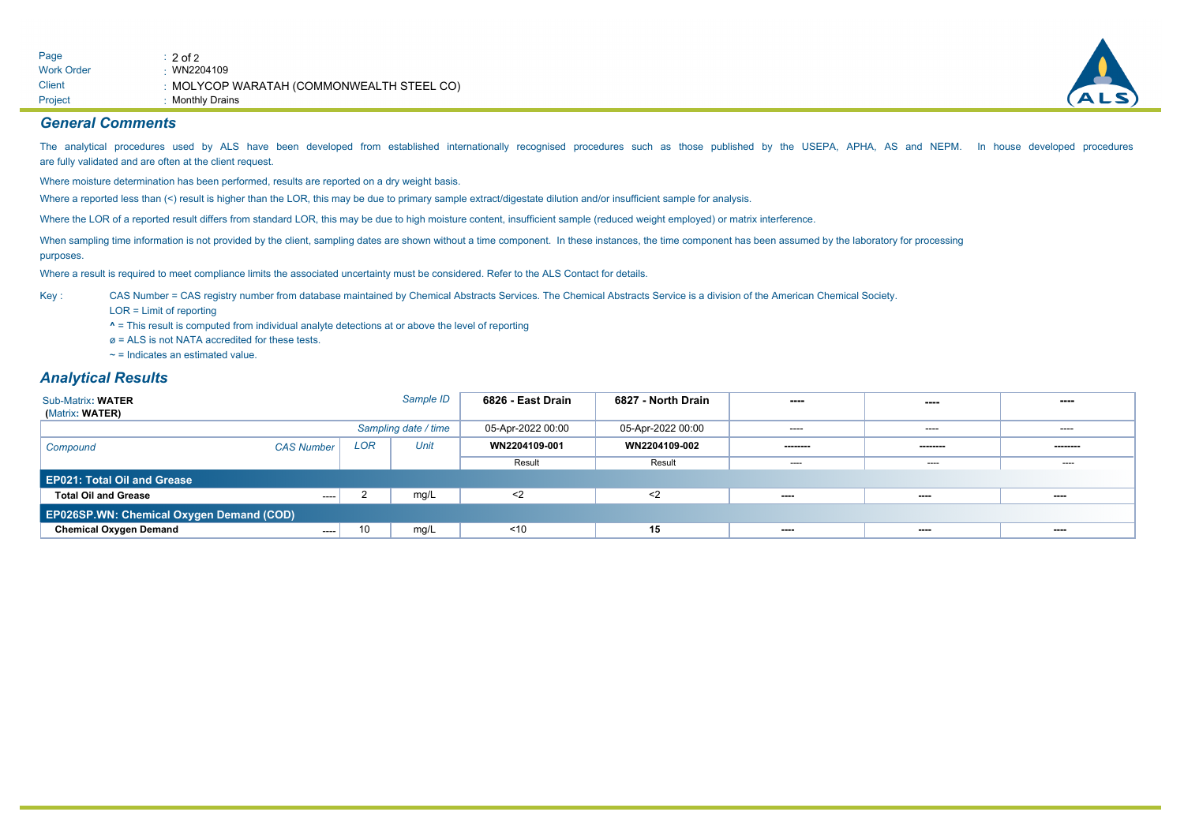Page : 2 of 2
Work Order : WN2204109
Client : MOLYCOP WARATAH (COMMONWEALTH STEEL CO)
Project : Monthly Drains

## General Comments

The analytical procedures used by ALS have been developed from established internationally recognised procedures such as those published by the USEPA, APHA, AS and NEPM. In house developed procedures are fully validated and are often at the client request.

Where moisture determination has been performed, results are reported on a dry weight basis.

Where a reported less than (<) result is higher than the LOR, this may be due to primary sample extract/digestate dilution and/or insufficient sample for analysis.

Where the LOR of a reported result differs from standard LOR, this may be due to high moisture content, insufficient sample (reduced weight employed) or matrix interference.

When sampling time information is not provided by the client, sampling dates are shown without a time component. In these instances, the time component has been assumed by the laboratory for processing purposes.

Where a result is required to meet compliance limits the associated uncertainty must be considered. Refer to the ALS Contact for details.

Key : CAS Number = CAS registry number from database maintained by Chemical Abstracts Services. The Chemical Abstracts Service is a division of the American Chemical Society.

LOR = Limit of reporting

^ = This result is computed from individual analyte detections at or above the level of reporting

ø = ALS is not NATA accredited for these tests.

~ = Indicates an estimated value.

## Analytical Results

| Sub-Matrix: **WATER** (Matrix: **WATER**) | | | Sample ID | **6826 - East Drain** | **6827 - North Drain** | ---- | ---- | ---- |
|---|---|---|---|---|---|---|---|---|
| | | | Sampling date / time | 05-Apr-2022 00:00 | 05-Apr-2022 00:00 | ---- | ---- | ---- |
| *Compound* | *CAS Number* | *LOR* | *Unit* | **WN2204109-001** | **WN2204109-002** | -------- | -------- | -------- |
| | | | | Result | Result | ---- | ---- | ---- |
| **EP021: Total Oil and Grease** | | | | | | | | |
| **Total Oil and Grease** | ---- | 2 | mg/L | <2 | <2 | ---- | ---- | ---- |
| **EP026SP.WN: Chemical Oxygen Demand (COD)** | | | | | | | | |
| **Chemical Oxygen Demand** | ---- | 10 | mg/L | <10 | **15** | ---- | ---- | ---- |